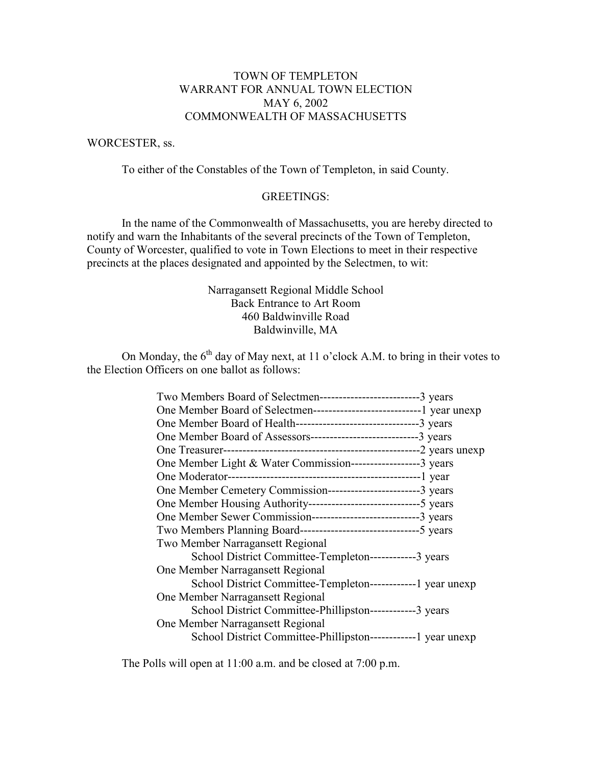# TOWN OF TEMPLETON
## WARRANT FOR ANNUAL TOWN ELECTION
## MAY 6, 2002
## COMMONWEALTH OF MASSACHUSETTS

WORCESTER, ss.

To either of the Constables of the Town of Templeton, in said County.

GREETINGS:

In the name of the Commonwealth of Massachusetts, you are hereby directed to notify and warn the Inhabitants of the several precincts of the Town of Templeton, County of Worcester, qualified to vote in Town Elections to meet in their respective precincts at the places designated and appointed by the Selectmen, to wit:

Narragansett Regional Middle School
Back Entrance to Art Room
460 Baldwinville Road
Baldwinville, MA

On Monday, the 6th day of May next, at 11 o'clock A.M. to bring in their votes to the Election Officers on one ballot as follows:

Two Members Board of Selectmen--------------------------3 years
One Member Board of Selectmen----------------------------1 year unexp
One Member Board of Health--------------------------------3 years
One Member Board of Assessors----------------------------3 years
One Treasurer---------------------------------------------------2 years unexp
One Member Light & Water Commission------------------3 years
One Moderator--------------------------------------------------1 year
One Member Cemetery Commission------------------------3 years
One Member Housing Authority-----------------------------5 years
One Member Sewer Commission----------------------------3 years
Two Members Planning Board-------------------------------5 years
Two Member Narragansett Regional
School District Committee-Templeton------------3 years
One Member Narragansett Regional
School District Committee-Templeton------------1 year unexp
One Member Narragansett Regional
School District Committee-Phillipston------------3 years
One Member Narragansett Regional
School District Committee-Phillipston------------1 year unexp

The Polls will open at 11:00 a.m. and be closed at 7:00 p.m.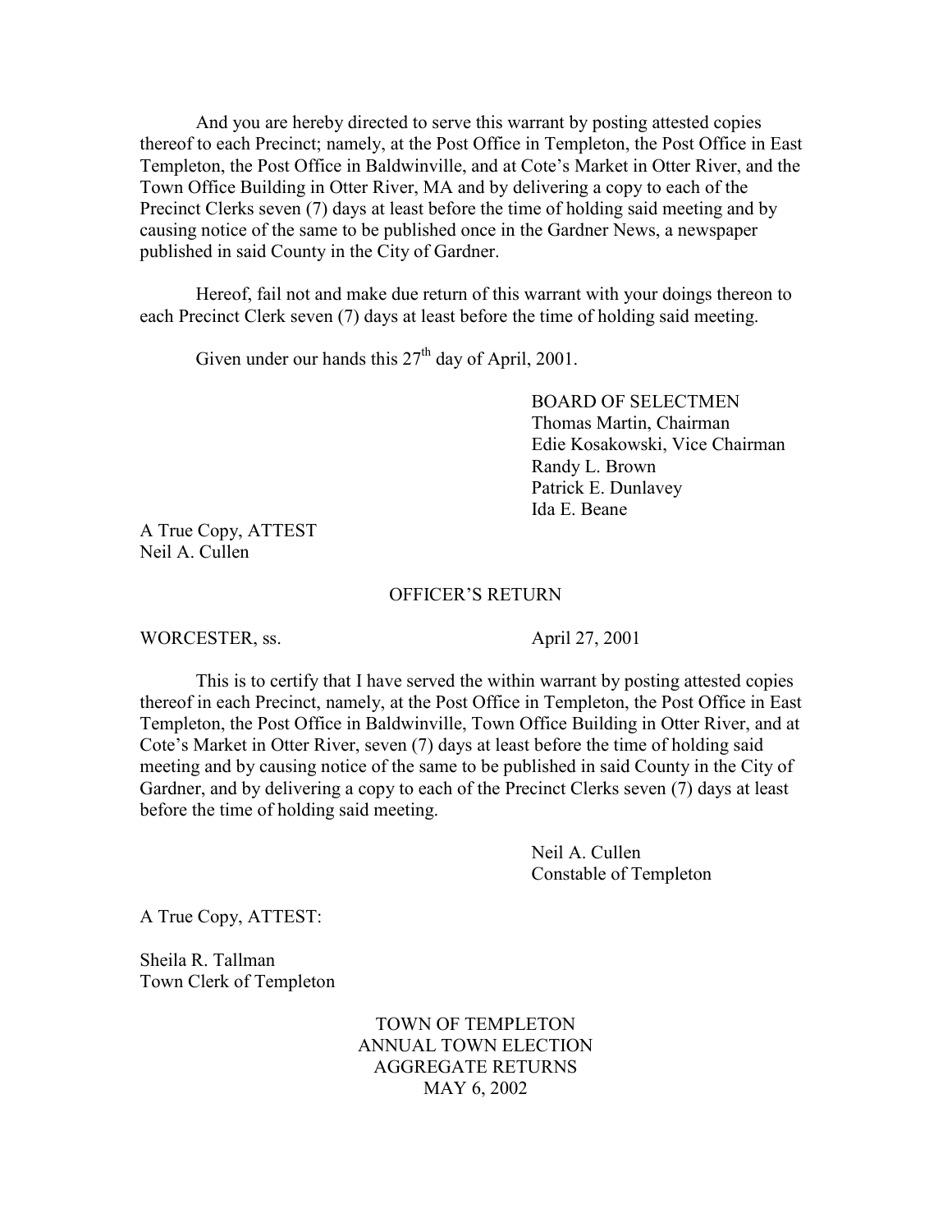And you are hereby directed to serve this warrant by posting attested copies thereof to each Precinct; namely, at the Post Office in Templeton, the Post Office in East Templeton, the Post Office in Baldwinville, and at Cote's Market in Otter River, and the Town Office Building in Otter River, MA and by delivering a copy to each of the Precinct Clerks seven (7) days at least before the time of holding said meeting and by causing notice of the same to be published once in the Gardner News, a newspaper published in said County in the City of Gardner.

Hereof, fail not and make due return of this warrant with your doings thereon to each Precinct Clerk seven (7) days at least before the time of holding said meeting.

Given under our hands this 27th day of April, 2001.

BOARD OF SELECTMEN
Thomas Martin, Chairman
Edie Kosakowski, Vice Chairman
Randy L. Brown
Patrick E. Dunlavey
Ida E. Beane

A True Copy, ATTEST
Neil A. Cullen

## OFFICER'S RETURN

WORCESTER, ss. April 27, 2001

This is to certify that I have served the within warrant by posting attested copies thereof in each Precinct, namely, at the Post Office in Templeton, the Post Office in East Templeton, the Post Office in Baldwinville, Town Office Building in Otter River, and at Cote's Market in Otter River, seven (7) days at least before the time of holding said meeting and by causing notice of the same to be published in said County in the City of Gardner, and by delivering a copy to each of the Precinct Clerks seven (7) days at least before the time of holding said meeting.

Neil A. Cullen
Constable of Templeton

A True Copy, ATTEST:

Sheila R. Tallman
Town Clerk of Templeton

## TOWN OF TEMPLETON
## ANNUAL TOWN ELECTION
## AGGREGATE RETURNS
## MAY 6, 2002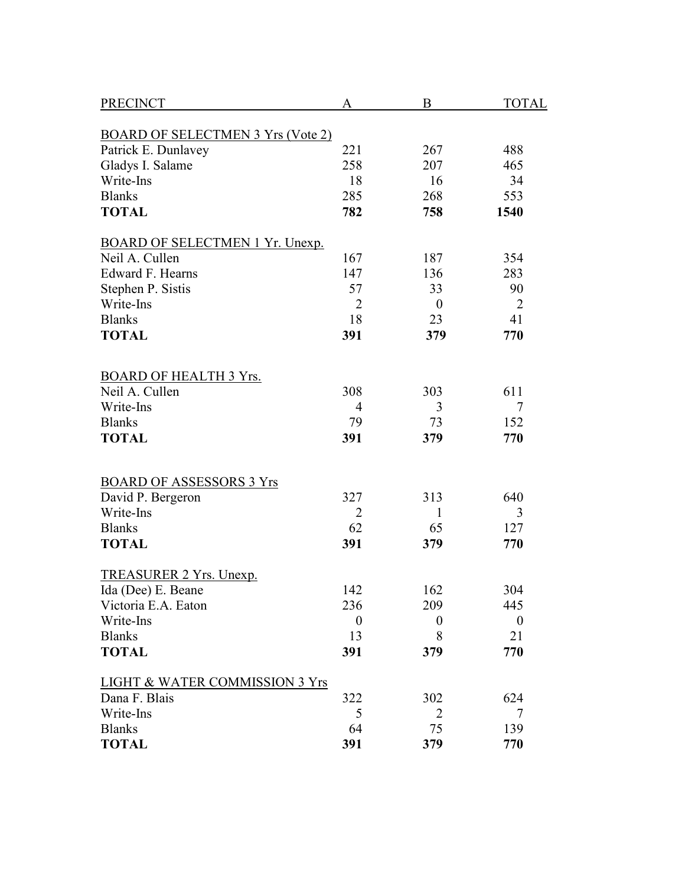| PRECINCT | A | B | TOTAL |
|---|---|---|---|
| BOARD OF SELECTMEN 3 Yrs (Vote 2) | | | |
| Patrick E. Dunlavey | 221 | 267 | 488 |
| Gladys I. Salame | 258 | 207 | 465 |
| Write-Ins | 18 | 16 | 34 |
| Blanks | 285 | 268 | 553 |
| **TOTAL** | **782** | **758** | **1540** |
| | | | |
| BOARD OF SELECTMEN 1 Yr. Unexp. | | | |
| Neil A. Cullen | 167 | 187 | 354 |
| Edward F. Hearns | 147 | 136 | 283 |
| Stephen P. Sistis | 57 | 33 | 90 |
| Write-Ins | 2 | 0 | 2 |
| Blanks | 18 | 23 | 41 |
| **TOTAL** | **391** | **379** | **770** |
| | | | |
| BOARD OF HEALTH 3 Yrs. | | | |
| Neil A. Cullen | 308 | 303 | 611 |
| Write-Ins | 4 | 3 | 7 |
| Blanks | 79 | 73 | 152 |
| **TOTAL** | **391** | **379** | **770** |
| | | | |
| BOARD OF ASSESSORS 3 Yrs | | | |
| David P. Bergeron | 327 | 313 | 640 |
| Write-Ins | 2 | 1 | 3 |
| Blanks | 62 | 65 | 127 |
| **TOTAL** | **391** | **379** | **770** |
| | | | |
| TREASURER 2 Yrs. Unexp. | | | |
| Ida (Dee) E. Beane | 142 | 162 | 304 |
| Victoria E.A. Eaton | 236 | 209 | 445 |
| Write-Ins | 0 | 0 | 0 |
| Blanks | 13 | 8 | 21 |
| **TOTAL** | **391** | **379** | **770** |
| | | | |
| LIGHT & WATER COMMISSION 3 Yrs | | | |
| Dana F. Blais | 322 | 302 | 624 |
| Write-Ins | 5 | 2 | 7 |
| Blanks | 64 | 75 | 139 |
| **TOTAL** | **391** | **379** | **770** |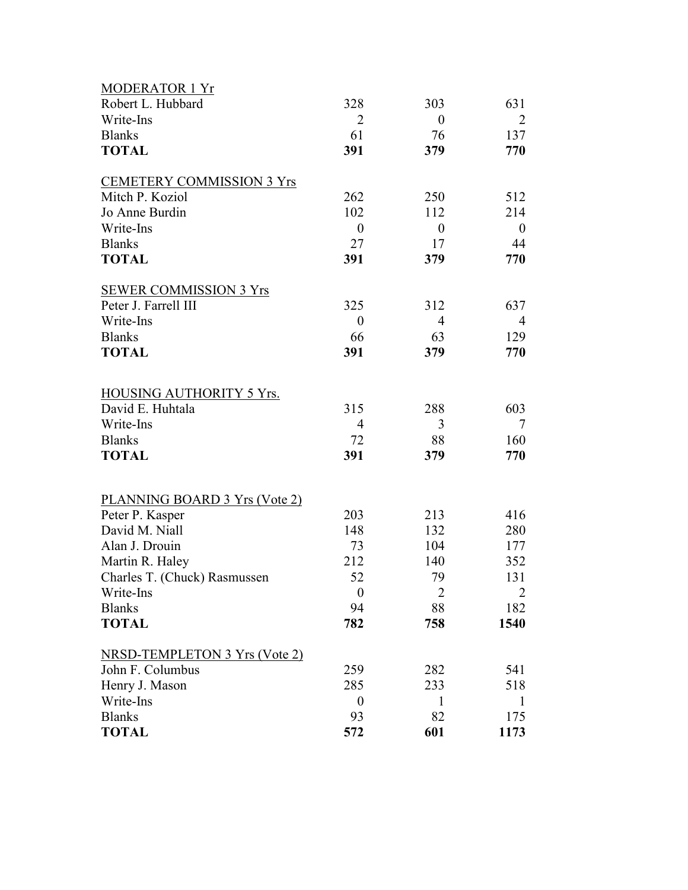| MODERATOR 1 Yr | | | |
|---|---|---|---|
| Robert L. Hubbard | 328 | 303 | 631 |
| Write-Ins | 2 | 0 | 2 |
| Blanks | 61 | 76 | 137 |
| **TOTAL** | **391** | **379** | **770** |

| CEMETERY COMMISSION 3 Yrs | | | |
|---|---|---|---|
| Mitch P. Koziol | 262 | 250 | 512 |
| Jo Anne Burdin | 102 | 112 | 214 |
| Write-Ins | 0 | 0 | 0 |
| Blanks | 27 | 17 | 44 |
| **TOTAL** | **391** | **379** | **770** |

| SEWER COMMISSION 3 Yrs | | | |
|---|---|---|---|
| Peter J. Farrell III | 325 | 312 | 637 |
| Write-Ins | 0 | 4 | 4 |
| Blanks | 66 | 63 | 129 |
| **TOTAL** | **391** | **379** | **770** |

| HOUSING AUTHORITY 5 Yrs. | | | |
|---|---|---|---|
| David E. Huhtala | 315 | 288 | 603 |
| Write-Ins | 4 | 3 | 7 |
| Blanks | 72 | 88 | 160 |
| **TOTAL** | **391** | **379** | **770** |

| PLANNING BOARD 3 Yrs (Vote 2) | | | |
|---|---|---|---|
| Peter P. Kasper | 203 | 213 | 416 |
| David M. Niall | 148 | 132 | 280 |
| Alan J. Drouin | 73 | 104 | 177 |
| Martin R. Haley | 212 | 140 | 352 |
| Charles T. (Chuck) Rasmussen | 52 | 79 | 131 |
| Write-Ins | 0 | 2 | 2 |
| Blanks | 94 | 88 | 182 |
| **TOTAL** | **782** | **758** | **1540** |

| NRSD-TEMPLETON 3 Yrs (Vote 2) | | | |
|---|---|---|---|
| John F. Columbus | 259 | 282 | 541 |
| Henry J. Mason | 285 | 233 | 518 |
| Write-Ins | 0 | 1 | 1 |
| Blanks | 93 | 82 | 175 |
| **TOTAL** | **572** | **601** | **1173** |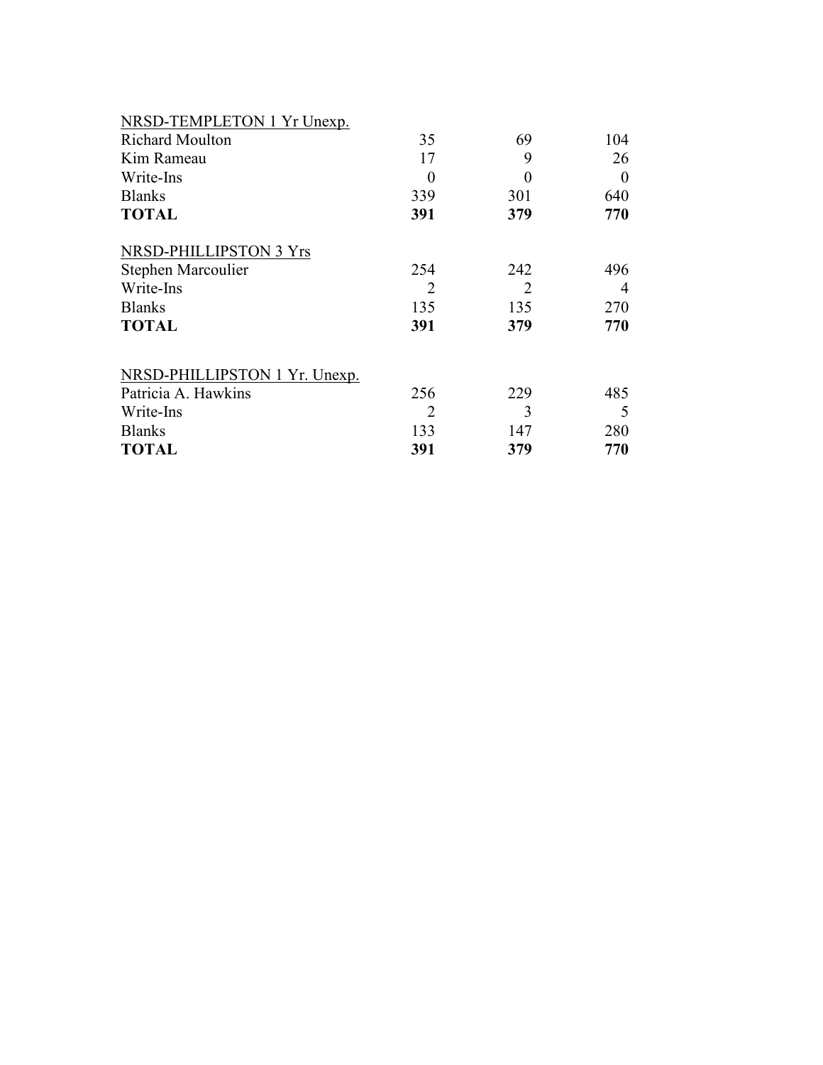| | | | |
|---|---|---|---|
| NRSD-TEMPLETON 1 Yr Unexp. | | | |
| Richard Moulton | 35 | 69 | 104 |
| Kim Rameau | 17 | 9 | 26 |
| Write-Ins | 0 | 0 | 0 |
| Blanks | 339 | 301 | 640 |
| **TOTAL** | **391** | **379** | **770** |
| | | | |
| NRSD-PHILLIPSTON 3 Yrs | | | |
| Stephen Marcoulier | 254 | 242 | 496 |
| Write-Ins | 2 | 2 | 4 |
| Blanks | 135 | 135 | 270 |
| **TOTAL** | **391** | **379** | **770** |
| | | | |
| NRSD-PHILLIPSTON 1 Yr. Unexp. | | | |
| Patricia A. Hawkins | 256 | 229 | 485 |
| Write-Ins | 2 | 3 | 5 |
| Blanks | 133 | 147 | 280 |
| **TOTAL** | **391** | **379** | **770** |